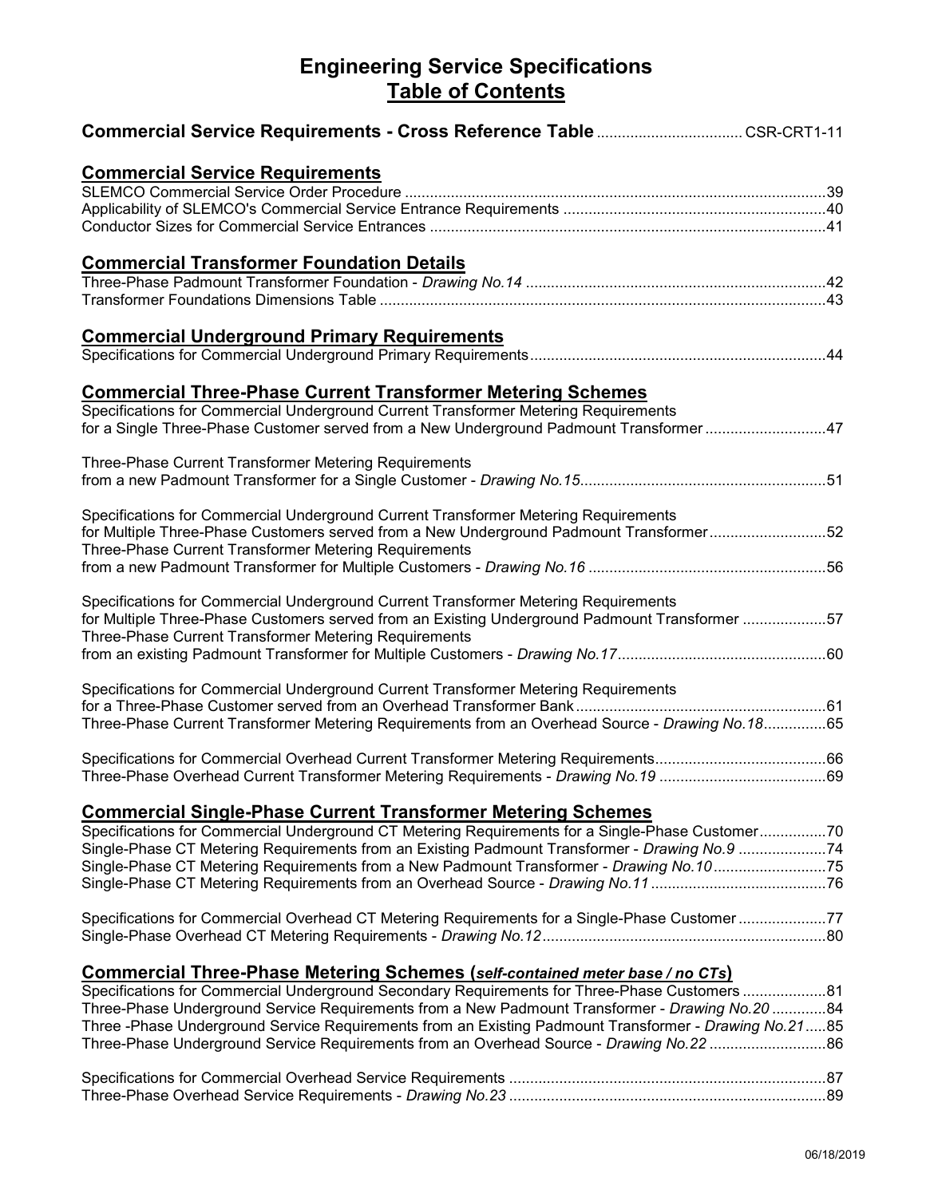# Engineering Service Specifications
## Table of Contents

**Commercial Service Requirements - Cross Reference Table** .................................. CSR-CRT1-11

## Commercial Service Requirements

SLEMCO Commercial Service Order Procedure ....................................................................................................39
Applicability of SLEMCO's Commercial Service Entrance Requirements ..............................................................40
Conductor Sizes for Commercial Service Entrances ..............................................................................................41

## Commercial Transformer Foundation Details

Three-Phase Padmount Transformer Foundation - *Drawing No.14* .......................................................................42
Transformer Foundations Dimensions Table ..........................................................................................................43

## Commercial Underground Primary Requirements

Specifications for Commercial Underground Primary Requirements......................................................................44

## Commercial Three-Phase Current Transformer Metering Schemes

Specifications for Commercial Underground Current Transformer Metering Requirements
for a Single Three-Phase Customer served from a New Underground Padmount Transformer.............................47

Three-Phase Current Transformer Metering Requirements
from a new Padmount Transformer for a Single Customer - *Drawing No.15*...........................................................51

Specifications for Commercial Underground Current Transformer Metering Requirements
for Multiple Three-Phase Customers served from a New Underground Padmount Transformer............................52
Three-Phase Current Transformer Metering Requirements
from a new Padmount Transformer for Multiple Customers - *Drawing No.16* .........................................................56

Specifications for Commercial Underground Current Transformer Metering Requirements
for Multiple Three-Phase Customers served from an Existing Underground Padmount Transformer ....................57
Three-Phase Current Transformer Metering Requirements
from an existing Padmount Transformer for Multiple Customers - *Drawing No.17*.................................................60

Specifications for Commercial Underground Current Transformer Metering Requirements
for a Three-Phase Customer served from an Overhead Transformer Bank...........................................................61
Three-Phase Current Transformer Metering Requirements from an Overhead Source - *Drawing No.18*...............65

Specifications for Commercial Overhead Current Transformer Metering Requirements.........................................66
Three-Phase Overhead Current Transformer Metering Requirements - *Drawing No.19* ........................................69

## Commercial Single-Phase Current Transformer Metering Schemes

Specifications for Commercial Underground CT Metering Requirements for a Single-Phase Customer................70
Single-Phase CT Metering Requirements from an Existing Padmount Transformer - *Drawing No.9* .....................74
Single-Phase CT Metering Requirements from a New Padmount Transformer - *Drawing No.10*...........................75
Single-Phase CT Metering Requirements from an Overhead Source - *Drawing No.11*..........................................76

Specifications for Commercial Overhead CT Metering Requirements for a Single-Phase Customer.....................77
Single-Phase Overhead CT Metering Requirements - *Drawing No.12*...................................................................80

## Commercial Three-Phase Metering Schemes (*self-contained meter base / no CTs*)

Specifications for Commercial Underground Secondary Requirements for Three-Phase Customers ....................81
Three-Phase Underground Service Requirements from a New Padmount Transformer - *Drawing No.20* .............84
Three -Phase Underground Service Requirements from an Existing Padmount Transformer - *Drawing No.21*.....85
Three-Phase Underground Service Requirements from an Overhead Source - *Drawing No.22* ............................86

Specifications for Commercial Overhead Service Requirements ............................................................................87
Three-Phase Overhead Service Requirements - *Drawing No.23* ...........................................................................89

06/18/2019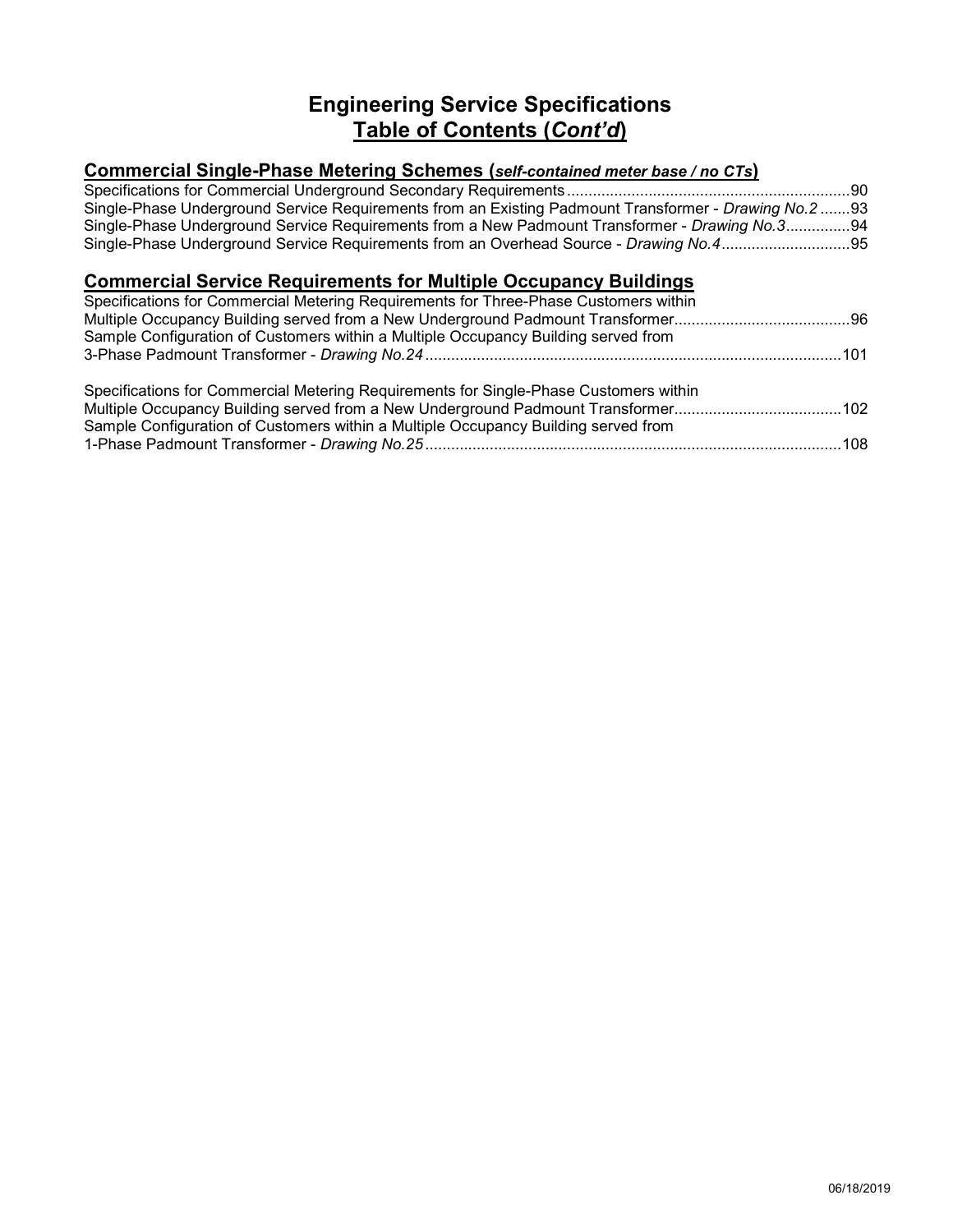# Engineering Service Specifications
## Table of Contents (*Cont'd*)

### Commercial Single-Phase Metering Schemes (*self-contained meter base / no CTs*)

Specifications for Commercial Underground Secondary Requirements....................................................................90
Single-Phase Underground Service Requirements from an Existing Padmount Transformer - *Drawing No.2* .......93
Single-Phase Underground Service Requirements from a New Padmount Transformer - *Drawing No.3*...............94
Single-Phase Underground Service Requirements from an Overhead Source - *Drawing No.4*..............................95

### Commercial Service Requirements for Multiple Occupancy Buildings

Specifications for Commercial Metering Requirements for Three-Phase Customers within
Multiple Occupancy Building served from a New Underground Padmount Transformer.........................................96
Sample Configuration of Customers within a Multiple Occupancy Building served from
3-Phase Padmount Transformer - *Drawing No.24*.................................................................................................101

Specifications for Commercial Metering Requirements for Single-Phase Customers within
Multiple Occupancy Building served from a New Underground Padmount Transformer.......................................102
Sample Configuration of Customers within a Multiple Occupancy Building served from
1-Phase Padmount Transformer - *Drawing No.25*.................................................................................................108

06/18/2019